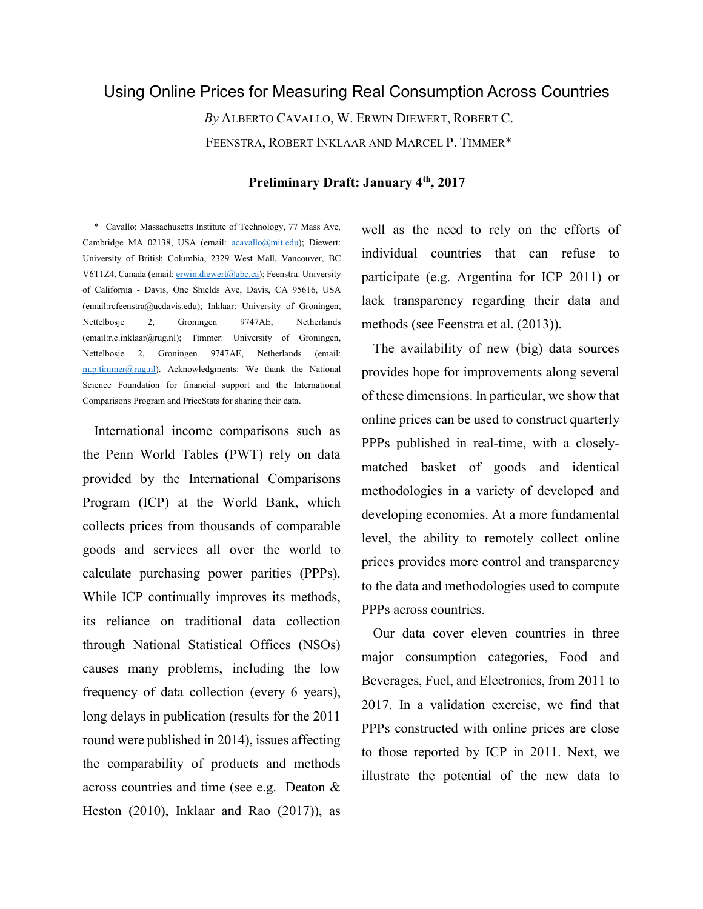# Using Online Prices for Measuring Real Consumption Across Countries

*By* ALBERTO CAVALLO, W. ERWIN DIEWERT, ROBERT C. FEENSTRA, ROBERT INKLAAR AND MARCEL P. TIMMER*

**Preliminary Draft: January 4th, 2017**

\* Cavallo: Massachusetts Institute of Technology, 77 Mass Ave, Cambridge MA 02138, USA (email: acavallo@mit.edu); Diewert: University of British Columbia, 2329 West Mall, Vancouver, BC V6T1Z4, Canada (email: erwin.diewert@ubc.ca); Feenstra: University of California - Davis, One Shields Ave, Davis, CA 95616, USA (email:rcfeenstra@ucdavis.edu); Inklaar: University of Groningen, Nettelbosje 2, Groningen 9747AE, Netherlands (email:r.c.inklaar@rug.nl); Timmer: University of Groningen, Nettelbosje 2, Groningen 9747AE, Netherlands (email: m.p.timmer@rug.nl). Acknowledgments: We thank the National Science Foundation for financial support and the International Comparisons Program and PriceStats for sharing their data.

International income comparisons such as the Penn World Tables (PWT) rely on data provided by the International Comparisons Program (ICP) at the World Bank, which collects prices from thousands of comparable goods and services all over the world to calculate purchasing power parities (PPPs). While ICP continually improves its methods, its reliance on traditional data collection through National Statistical Offices (NSOs) causes many problems, including the low frequency of data collection (every 6 years), long delays in publication (results for the 2011 round were published in 2014), issues affecting the comparability of products and methods across countries and time (see e.g. Deaton & Heston (2010), Inklaar and Rao (2017)), as well as the need to rely on the efforts of individual countries that can refuse to participate (e.g. Argentina for ICP 2011) or lack transparency regarding their data and methods (see Feenstra et al. (2013)).

The availability of new (big) data sources provides hope for improvements along several of these dimensions. In particular, we show that online prices can be used to construct quarterly PPPs published in real-time, with a closely-matched basket of goods and identical methodologies in a variety of developed and developing economies. At a more fundamental level, the ability to remotely collect online prices provides more control and transparency to the data and methodologies used to compute PPPs across countries.

Our data cover eleven countries in three major consumption categories, Food and Beverages, Fuel, and Electronics, from 2011 to 2017. In a validation exercise, we find that PPPs constructed with online prices are close to those reported by ICP in 2011. Next, we illustrate the potential of the new data to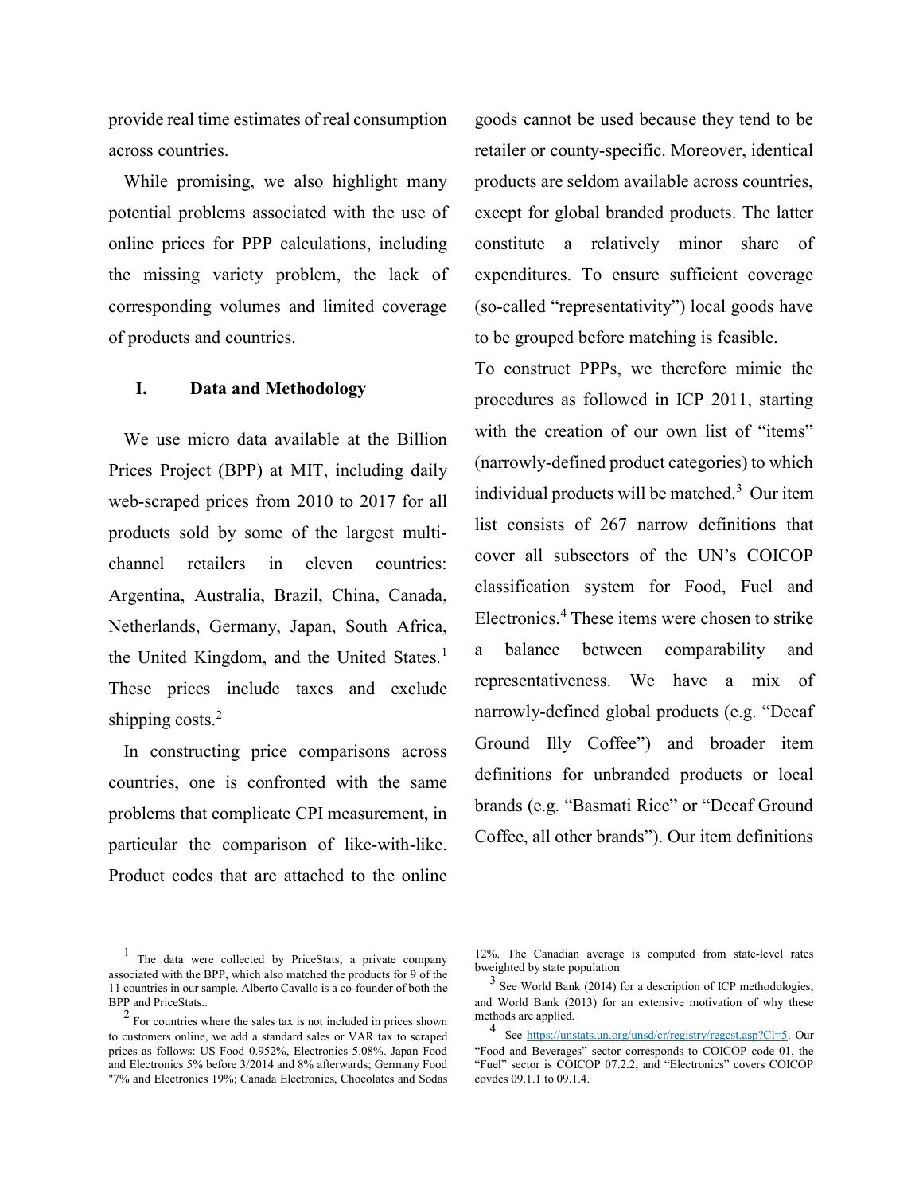provide real time estimates of real consumption across countries.

While promising, we also highlight many potential problems associated with the use of online prices for PPP calculations, including the missing variety problem, the lack of corresponding volumes and limited coverage of products and countries.

## I. Data and Methodology

We use micro data available at the Billion Prices Project (BPP) at MIT, including daily web-scraped prices from 2010 to 2017 for all products sold by some of the largest multi-channel retailers in eleven countries: Argentina, Australia, Brazil, China, Canada, Netherlands, Germany, Japan, South Africa, the United Kingdom, and the United States.[1] These prices include taxes and exclude shipping costs.[2]

In constructing price comparisons across countries, one is confronted with the same problems that complicate CPI measurement, in particular the comparison of like-with-like. Product codes that are attached to the online goods cannot be used because they tend to be retailer or county-specific. Moreover, identical products are seldom available across countries, except for global branded products. The latter constitute a relatively minor share of expenditures. To ensure sufficient coverage (so-called "representativity") local goods have to be grouped before matching is feasible.

To construct PPPs, we therefore mimic the procedures as followed in ICP 2011, starting with the creation of our own list of "items" (narrowly-defined product categories) to which individual products will be matched.[3] Our item list consists of 267 narrow definitions that cover all subsectors of the UN's COICOP classification system for Food, Fuel and Electronics.[4] These items were chosen to strike a balance between comparability and representativeness. We have a mix of narrowly-defined global products (e.g. "Decaf Ground Illy Coffee") and broader item definitions for unbranded products or local brands (e.g. "Basmati Rice" or "Decaf Ground Coffee, all other brands"). Our item definitions

[1] The data were collected by PriceStats, a private company associated with the BPP, which also matched the products for 9 of the 11 countries in our sample. Alberto Cavallo is a co-founder of both the BPP and PriceStats..

[2] For countries where the sales tax is not included in prices shown to customers online, we add a standard sales or VAR tax to scraped prices as follows: US Food 0.952%, Electronics 5.08%. Japan Food and Electronics 5% before 3/2014 and 8% afterwards; Germany Food "7% and Electronics 19%; Canada Electronics, Chocolates and Sodas 12%. The Canadian average is computed from state-level rates bweighted by state population

[3] See World Bank (2014) for a description of ICP methodologies, and World Bank (2013) for an extensive motivation of why these methods are applied.

[4] See https://unstats.un.org/unsd/cr/registry/regcst.asp?Cl=5. Our "Food and Beverages" sector corresponds to COICOP code 01, the "Fuel" sector is COICOP 07.2.2, and "Electronics" covers COICOP covdes 09.1.1 to 09.1.4.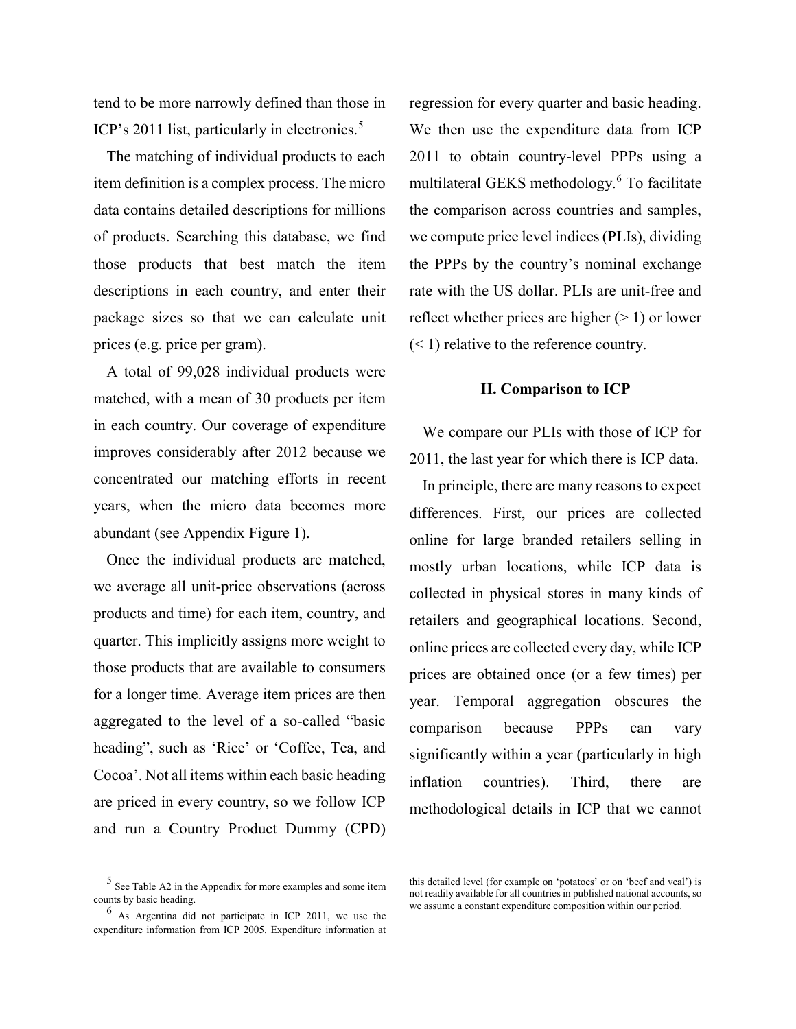tend to be more narrowly defined than those in ICP's 2011 list, particularly in electronics.[5]

The matching of individual products to each item definition is a complex process. The micro data contains detailed descriptions for millions of products. Searching this database, we find those products that best match the item descriptions in each country, and enter their package sizes so that we can calculate unit prices (e.g. price per gram).

A total of 99,028 individual products were matched, with a mean of 30 products per item in each country. Our coverage of expenditure improves considerably after 2012 because we concentrated our matching efforts in recent years, when the micro data becomes more abundant (see Appendix Figure 1).

Once the individual products are matched, we average all unit-price observations (across products and time) for each item, country, and quarter. This implicitly assigns more weight to those products that are available to consumers for a longer time. Average item prices are then aggregated to the level of a so-called "basic heading", such as 'Rice' or 'Coffee, Tea, and Cocoa'. Not all items within each basic heading are priced in every country, so we follow ICP and run a Country Product Dummy (CPD) regression for every quarter and basic heading. We then use the expenditure data from ICP 2011 to obtain country-level PPPs using a multilateral GEKS methodology.[6] To facilitate the comparison across countries and samples, we compute price level indices (PLIs), dividing the PPPs by the country's nominal exchange rate with the US dollar. PLIs are unit-free and reflect whether prices are higher (> 1) or lower (< 1) relative to the reference country.

## II. Comparison to ICP

We compare our PLIs with those of ICP for 2011, the last year for which there is ICP data.

In principle, there are many reasons to expect differences. First, our prices are collected online for large branded retailers selling in mostly urban locations, while ICP data is collected in physical stores in many kinds of retailers and geographical locations. Second, online prices are collected every day, while ICP prices are obtained once (or a few times) per year. Temporal aggregation obscures the comparison because PPPs can vary significantly within a year (particularly in high inflation countries). Third, there are methodological details in ICP that we cannot

---

[5] See Table A2 in the Appendix for more examples and some item counts by basic heading.

[6] As Argentina did not participate in ICP 2011, we use the expenditure information from ICP 2005. Expenditure information at this detailed level (for example on 'potatoes' or on 'beef and veal') is not readily available for all countries in published national accounts, so we assume a constant expenditure composition within our period.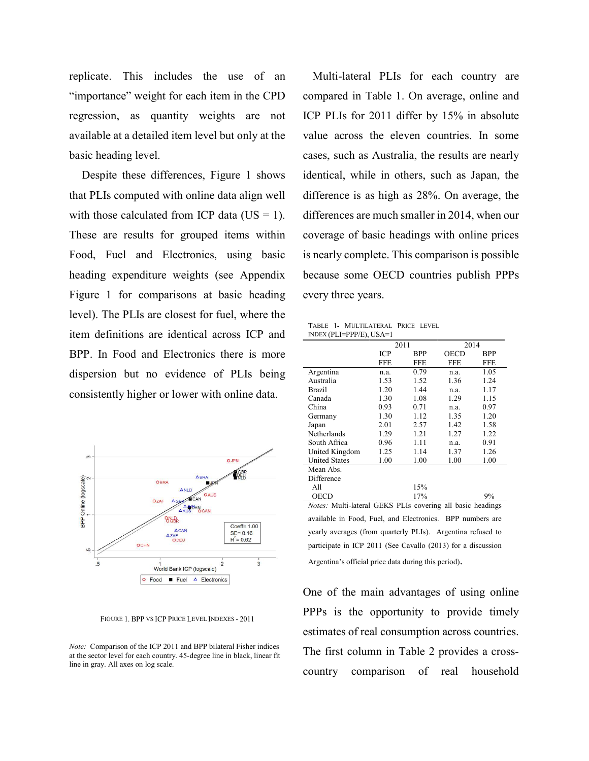replicate. This includes the use of an "importance" weight for each item in the CPD regression, as quantity weights are not available at a detailed item level but only at the basic heading level.

Despite these differences, Figure 1 shows that PLIs computed with online data align well with those calculated from ICP data (US = 1). These are results for grouped items within Food, Fuel and Electronics, using basic heading expenditure weights (see Appendix Figure 1 for comparisons at basic heading level). The PLIs are closest for fuel, where the item definitions are identical across ICP and BPP. In Food and Electronics there is more dispersion but no evidence of PLIs being consistently higher or lower with online data.

FIGURE 1. BPP VS ICP PRICE LEVEL INDEXES - 2011

*Note:* Comparison of the ICP 2011 and BPP bilateral Fisher indices at the sector level for each country. 45-degree line in black, linear fit line in gray. All axes on log scale.

Multi-lateral PLIs for each country are compared in Table 1. On average, online and ICP PLIs for 2011 differ by 15% in absolute value across the eleven countries. In some cases, such as Australia, the results are nearly identical, while in others, such as Japan, the difference is as high as 28%. On average, the differences are much smaller in 2014, when our coverage of basic headings with online prices is nearly complete. This comparison is possible because some OECD countries publish PPPs every three years.

TABLE 1- MULTILATERAL PRICE LEVEL INDEX (PLI=PPP/E), USA=1

| | 2011 | | 2014 | |
|---|---|---|---|---|
| | ICP FFE | BPP FFE | OECD FFE | BPP FFE |
| Argentina | n.a. | 0.79 | n.a. | 1.05 |
| Australia | 1.53 | 1.52 | 1.36 | 1.24 |
| Brazil | 1.20 | 1.44 | n.a. | 1.17 |
| Canada | 1.30 | 1.08 | 1.29 | 1.15 |
| China | 0.93 | 0.71 | n.a. | 0.97 |
| Germany | 1.30 | 1.12 | 1.35 | 1.20 |
| Japan | 2.01 | 2.57 | 1.42 | 1.58 |
| Netherlands | 1.29 | 1.21 | 1.27 | 1.22 |
| South Africa | 0.96 | 1.11 | n.a. | 0.91 |
| United Kingdom | 1.25 | 1.14 | 1.37 | 1.26 |
| United States | 1.00 | 1.00 | 1.00 | 1.00 |
| Mean Abs. Difference | | | | |
| All | | 15% | | |
| OECD | | 17% | | 9% |

*Notes:* Multi-lateral GEKS PLIs covering all basic headings available in Food, Fuel, and Electronics. BPP numbers are yearly averages (from quarterly PLIs). Argentina refused to participate in ICP 2011 (See Cavallo (2013) for a discussion Argentina's official price data during this period).

One of the main advantages of using online PPPs is the opportunity to provide timely estimates of real consumption across countries. The first column in Table 2 provides a cross-country comparison of real household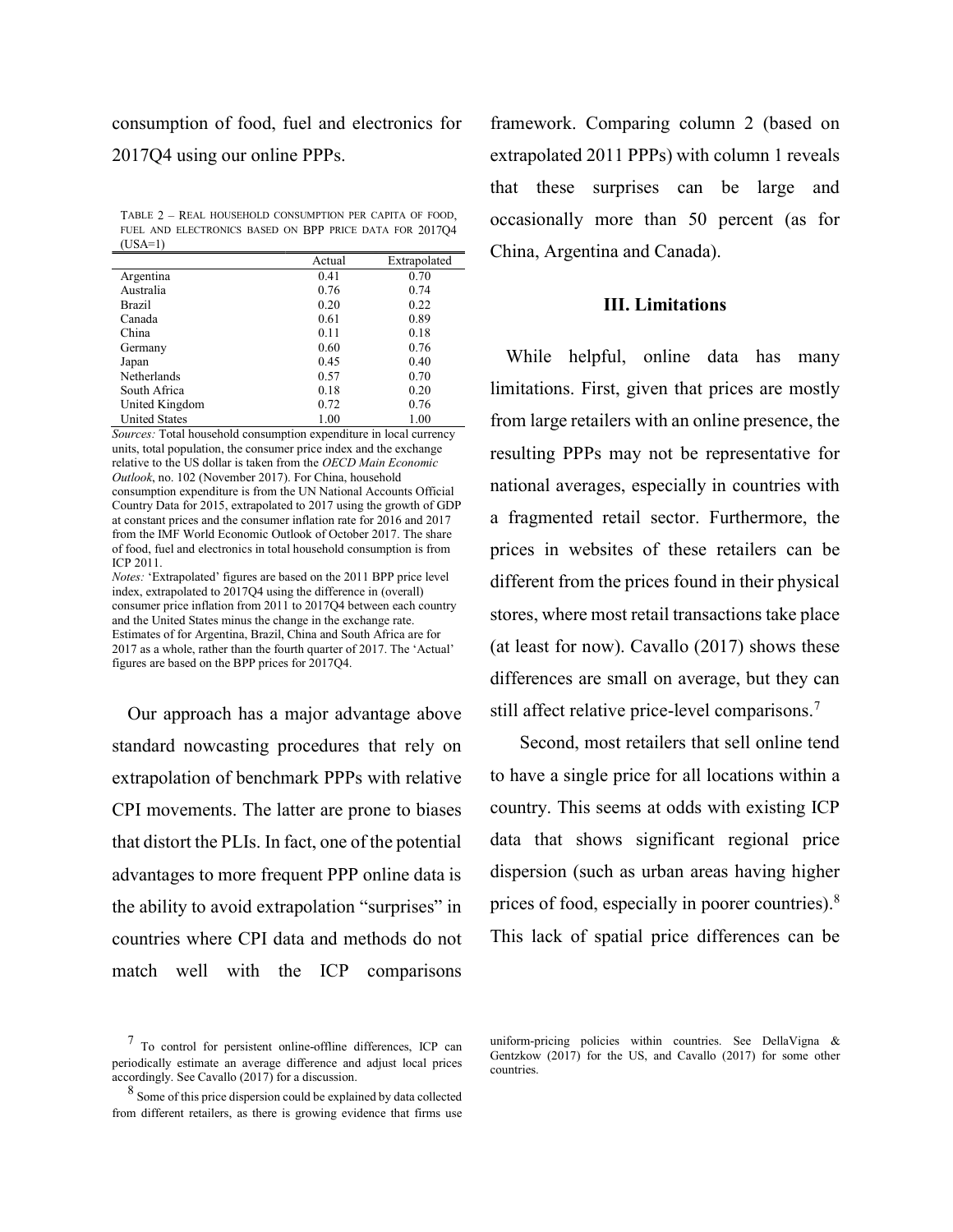consumption of food, fuel and electronics for 2017Q4 using our online PPPs.

TABLE 2 – REAL HOUSEHOLD CONSUMPTION PER CAPITA OF FOOD, FUEL AND ELECTRONICS BASED ON BPP PRICE DATA FOR 2017Q4 (USA=1)

| | Actual | Extrapolated |
|---|---|---|
| Argentina | 0.41 | 0.70 |
| Australia | 0.76 | 0.74 |
| Brazil | 0.20 | 0.22 |
| Canada | 0.61 | 0.89 |
| China | 0.11 | 0.18 |
| Germany | 0.60 | 0.76 |
| Japan | 0.45 | 0.40 |
| Netherlands | 0.57 | 0.70 |
| South Africa | 0.18 | 0.20 |
| United Kingdom | 0.72 | 0.76 |
| United States | 1.00 | 1.00 |

*Sources:* Total household consumption expenditure in local currency units, total population, the consumer price index and the exchange relative to the US dollar is taken from the *OECD Main Economic Outlook*, no. 102 (November 2017). For China, household consumption expenditure is from the UN National Accounts Official Country Data for 2015, extrapolated to 2017 using the growth of GDP at constant prices and the consumer inflation rate for 2016 and 2017 from the IMF World Economic Outlook of October 2017. The share of food, fuel and electronics in total household consumption is from ICP 2011.

*Notes:* 'Extrapolated' figures are based on the 2011 BPP price level index, extrapolated to 2017Q4 using the difference in (overall) consumer price inflation from 2011 to 2017Q4 between each country and the United States minus the change in the exchange rate. Estimates of for Argentina, Brazil, China and South Africa are for 2017 as a whole, rather than the fourth quarter of 2017. The 'Actual' figures are based on the BPP prices for 2017Q4.

Our approach has a major advantage above standard nowcasting procedures that rely on extrapolation of benchmark PPPs with relative CPI movements. The latter are prone to biases that distort the PLIs. In fact, one of the potential advantages to more frequent PPP online data is the ability to avoid extrapolation "surprises" in countries where CPI data and methods do not match well with the ICP comparisons framework. Comparing column 2 (based on extrapolated 2011 PPPs) with column 1 reveals that these surprises can be large and occasionally more than 50 percent (as for China, Argentina and Canada).

### III. Limitations

While helpful, online data has many limitations. First, given that prices are mostly from large retailers with an online presence, the resulting PPPs may not be representative for national averages, especially in countries with a fragmented retail sector. Furthermore, the prices in websites of these retailers can be different from the prices found in their physical stores, where most retail transactions take place (at least for now). Cavallo (2017) shows these differences are small on average, but they can still affect relative price-level comparisons.[7]

Second, most retailers that sell online tend to have a single price for all locations within a country. This seems at odds with existing ICP data that shows significant regional price dispersion (such as urban areas having higher prices of food, especially in poorer countries).[8] This lack of spatial price differences can be

[7] To control for persistent online-offline differences, ICP can periodically estimate an average difference and adjust local prices accordingly. See Cavallo (2017) for a discussion.

[8] Some of this price dispersion could be explained by data collected from different retailers, as there is growing evidence that firms use uniform-pricing policies within countries. See DellaVigna & Gentzkow (2017) for the US, and Cavallo (2017) for some other countries.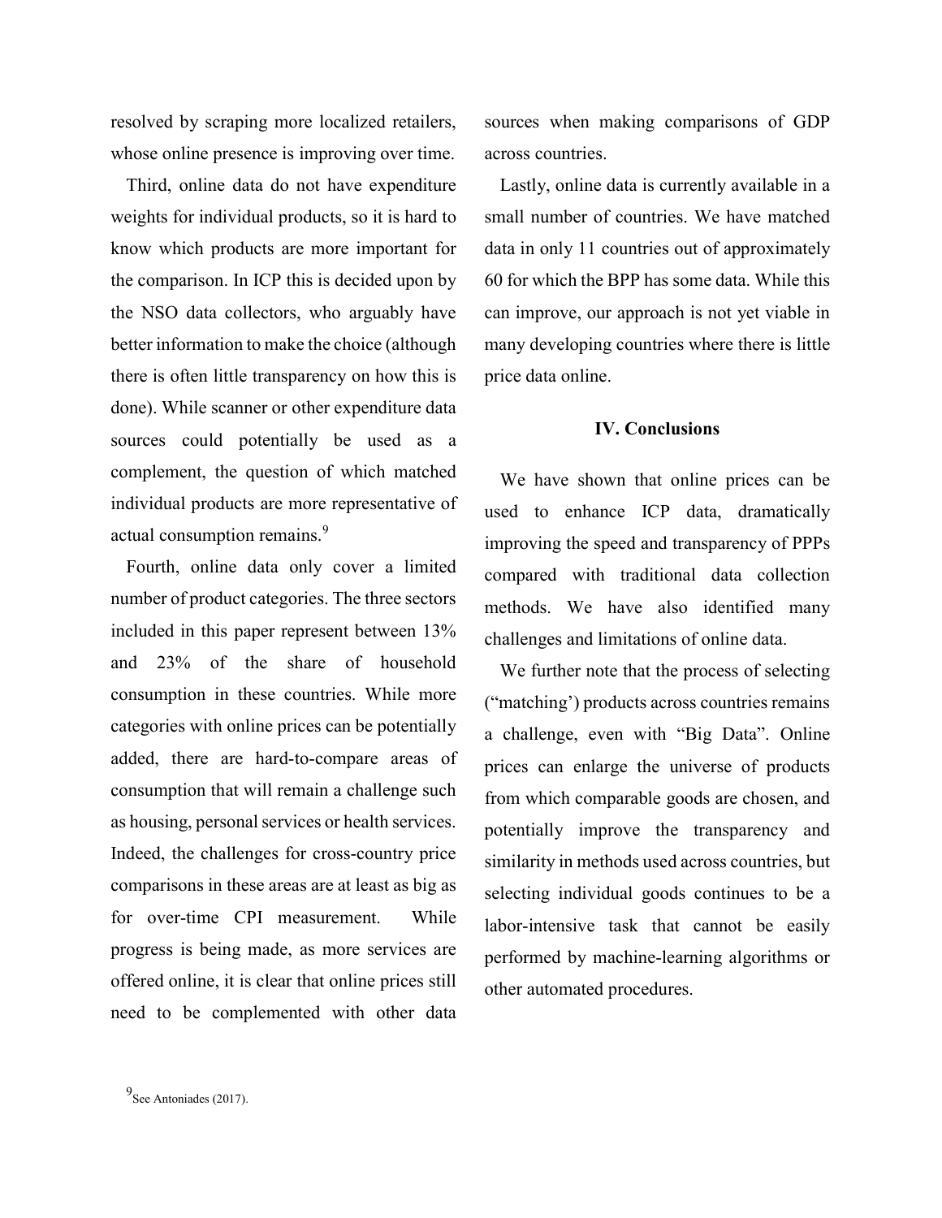resolved by scraping more localized retailers, whose online presence is improving over time.

Third, online data do not have expenditure weights for individual products, so it is hard to know which products are more important for the comparison. In ICP this is decided upon by the NSO data collectors, who arguably have better information to make the choice (although there is often little transparency on how this is done). While scanner or other expenditure data sources could potentially be used as a complement, the question of which matched individual products are more representative of actual consumption remains.[9]

Fourth, online data only cover a limited number of product categories. The three sectors included in this paper represent between 13% and 23% of the share of household consumption in these countries. While more categories with online prices can be potentially added, there are hard-to-compare areas of consumption that will remain a challenge such as housing, personal services or health services. Indeed, the challenges for cross-country price comparisons in these areas are at least as big as for over-time CPI measurement. While progress is being made, as more services are offered online, it is clear that online prices still need to be complemented with other data sources when making comparisons of GDP across countries.

Lastly, online data is currently available in a small number of countries. We have matched data in only 11 countries out of approximately 60 for which the BPP has some data. While this can improve, our approach is not yet viable in many developing countries where there is little price data online.

## IV. Conclusions

We have shown that online prices can be used to enhance ICP data, dramatically improving the speed and transparency of PPPs compared with traditional data collection methods. We have also identified many challenges and limitations of online data.

We further note that the process of selecting ("matching') products across countries remains a challenge, even with "Big Data". Online prices can enlarge the universe of products from which comparable goods are chosen, and potentially improve the transparency and similarity in methods used across countries, but selecting individual goods continues to be a labor-intensive task that cannot be easily performed by machine-learning algorithms or other automated procedures.

[9] See Antoniades (2017).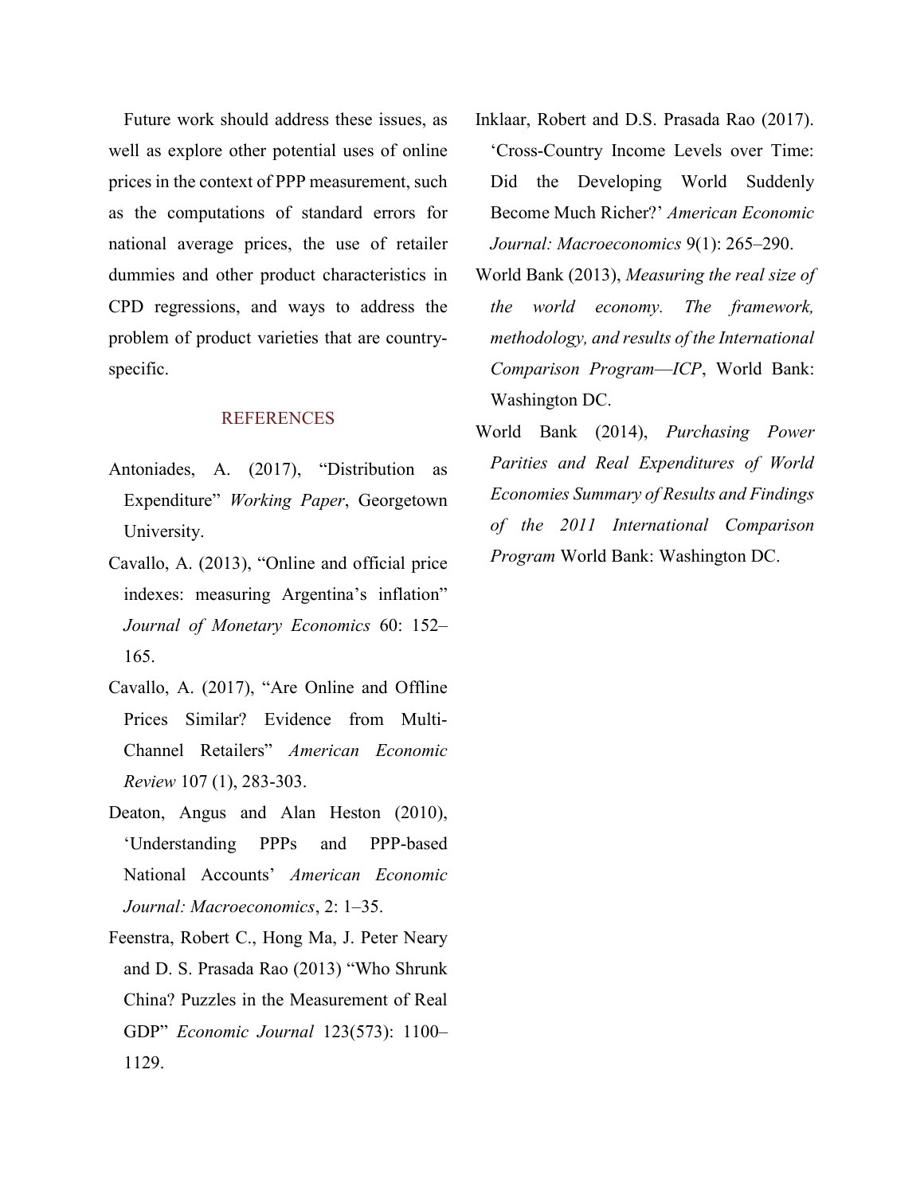Future work should address these issues, as well as explore other potential uses of online prices in the context of PPP measurement, such as the computations of standard errors for national average prices, the use of retailer dummies and other product characteristics in CPD regressions, and ways to address the problem of product varieties that are country-specific.

## REFERENCES

Antoniades, A. (2017), "Distribution as Expenditure" *Working Paper*, Georgetown University.

Cavallo, A. (2013), "Online and official price indexes: measuring Argentina's inflation" *Journal of Monetary Economics* 60: 152–165.

Cavallo, A. (2017), "Are Online and Offline Prices Similar? Evidence from Multi-Channel Retailers" *American Economic Review* 107 (1), 283-303.

Deaton, Angus and Alan Heston (2010), 'Understanding PPPs and PPP-based National Accounts' *American Economic Journal: Macroeconomics*, 2: 1–35.

Feenstra, Robert C., Hong Ma, J. Peter Neary and D. S. Prasada Rao (2013) "Who Shrunk China? Puzzles in the Measurement of Real GDP" *Economic Journal* 123(573): 1100–1129.

Inklaar, Robert and D.S. Prasada Rao (2017). 'Cross-Country Income Levels over Time: Did the Developing World Suddenly Become Much Richer?' *American Economic Journal: Macroeconomics* 9(1): 265–290.

World Bank (2013), *Measuring the real size of the world economy. The framework, methodology, and results of the International Comparison Program—ICP*, World Bank: Washington DC.

World Bank (2014), *Purchasing Power Parities and Real Expenditures of World Economies Summary of Results and Findings of the 2011 International Comparison Program* World Bank: Washington DC.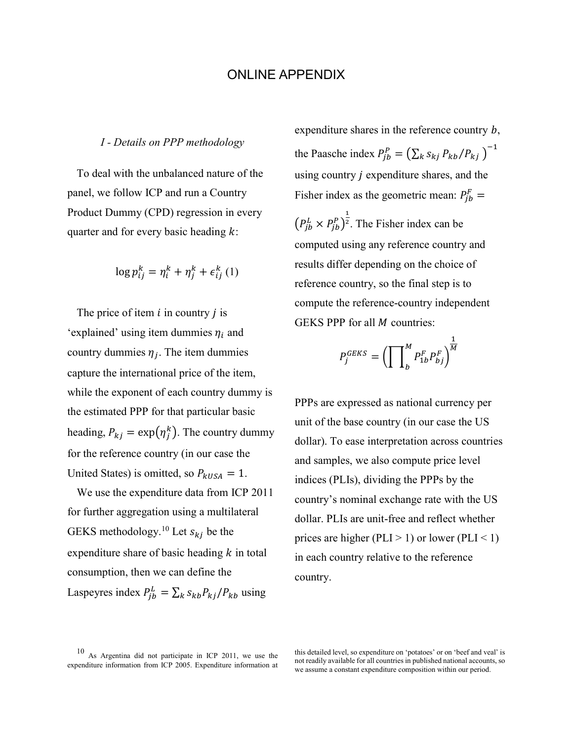# ONLINE APPENDIX

### *I - Details on PPP methodology*

To deal with the unbalanced nature of the panel, we follow ICP and run a Country Product Dummy (CPD) regression in every quarter and for every basic heading $k$:

$$\log p_{ij}^{k} = \eta_i^k + \eta_j^k + \epsilon_{ij}^k \text{ (1)}$$

The price of item $i$ in country $j$ is 'explained' using item dummies $\eta_i$ and country dummies $\eta_j$. The item dummies capture the international price of the item, while the exponent of each country dummy is the estimated PPP for that particular basic heading, $P_{kj} = \exp(\eta_j^k)$. The country dummy for the reference country (in our case the United States) is omitted, so $P_{kUSA} = 1$.

We use the expenditure data from ICP 2011 for further aggregation using a multilateral GEKS methodology.[10] Let $s_{kj}$ be the expenditure share of basic heading $k$ in total consumption, then we can define the Laspeyres index $P_{jb}^L = \sum_k s_{kb} P_{kj}/P_{kb}$ using expenditure shares in the reference country $b$, the Paasche index $P_{jb}^P = \left(\sum_k s_{kj}\, P_{kb}/P_{kj}\right)^{-1}$ using country $j$ expenditure shares, and the Fisher index as the geometric mean: $P_{jb}^F = \left(P_{jb}^L \times P_{jb}^P\right)^{\frac{1}{2}}$. The Fisher index can be computed using any reference country and results differ depending on the choice of reference country, so the final step is to compute the reference-country independent GEKS PPP for all $M$ countries:

$$P_j^{GEKS} = \left(\prod_b^M P_{1b}^F P_{bj}^F\right)^{\frac{1}{M}}$$

PPPs are expressed as national currency per unit of the base country (in our case the US dollar). To ease interpretation across countries and samples, we also compute price level indices (PLIs), dividing the PPPs by the country's nominal exchange rate with the US dollar. PLIs are unit-free and reflect whether prices are higher (PLI > 1) or lower (PLI < 1) in each country relative to the reference country.

[10] As Argentina did not participate in ICP 2011, we use the expenditure information from ICP 2005. Expenditure information at this detailed level, so expenditure on 'potatoes' or on 'beef and veal' is not readily available for all countries in published national accounts, so we assume a constant expenditure composition within our period.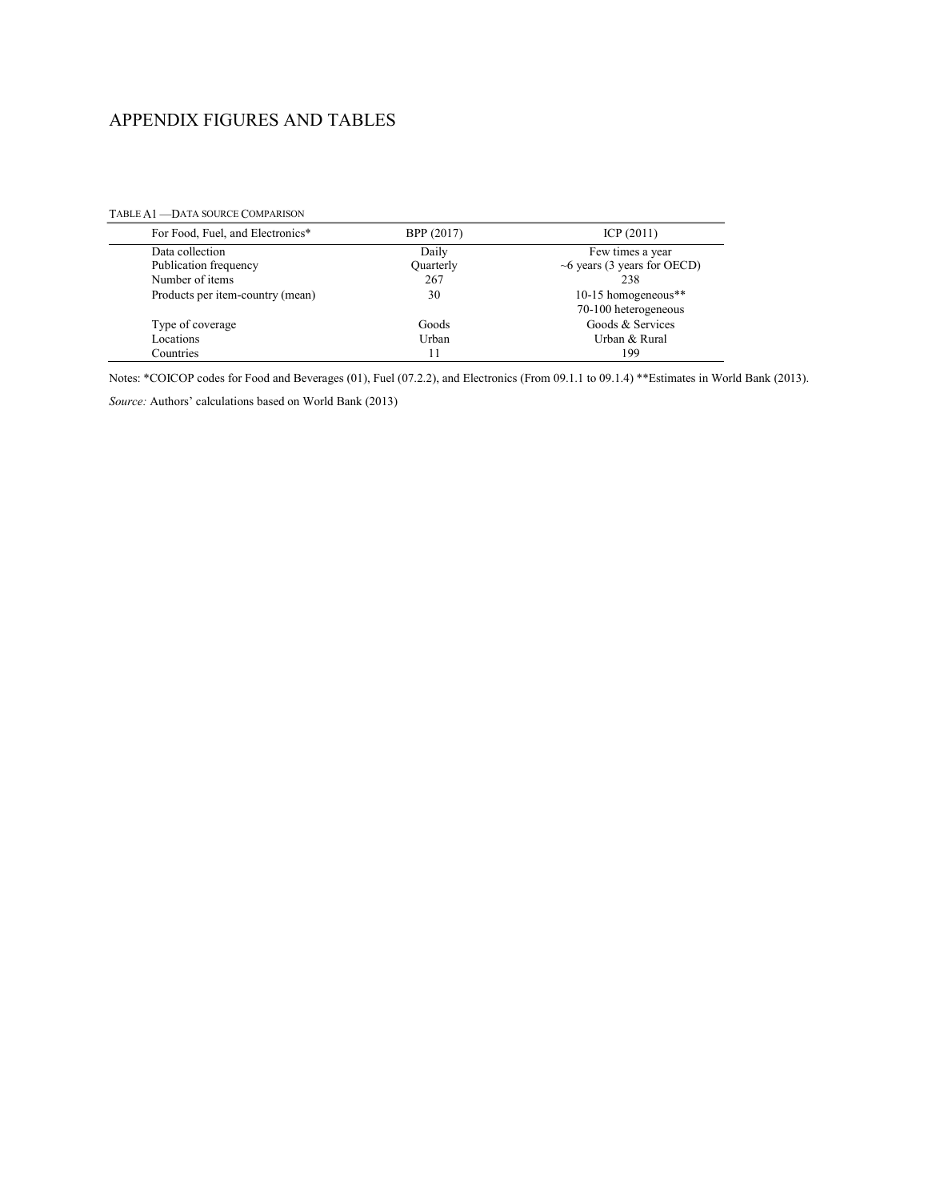# APPENDIX FIGURES AND TABLES

TABLE A1 —DATA SOURCE COMPARISON

| For Food, Fuel, and Electronics* | BPP (2017) | ICP (2011) |
|---|---|---|
| Data collection | Daily | Few times a year |
| Publication frequency | Quarterly | ~6 years (3 years for OECD) |
| Number of items | 267 | 238 |
| Products per item-country (mean) | 30 | 10-15 homogeneous** 70-100 heterogeneous |
| Type of coverage | Goods | Goods & Services |
| Locations | Urban | Urban & Rural |
| Countries | 11 | 199 |

Notes: *COICOP codes for Food and Beverages (01), Fuel (07.2.2), and Electronics (From 09.1.1 to 09.1.4) **Estimates in World Bank (2013).

*Source:* Authors' calculations based on World Bank (2013)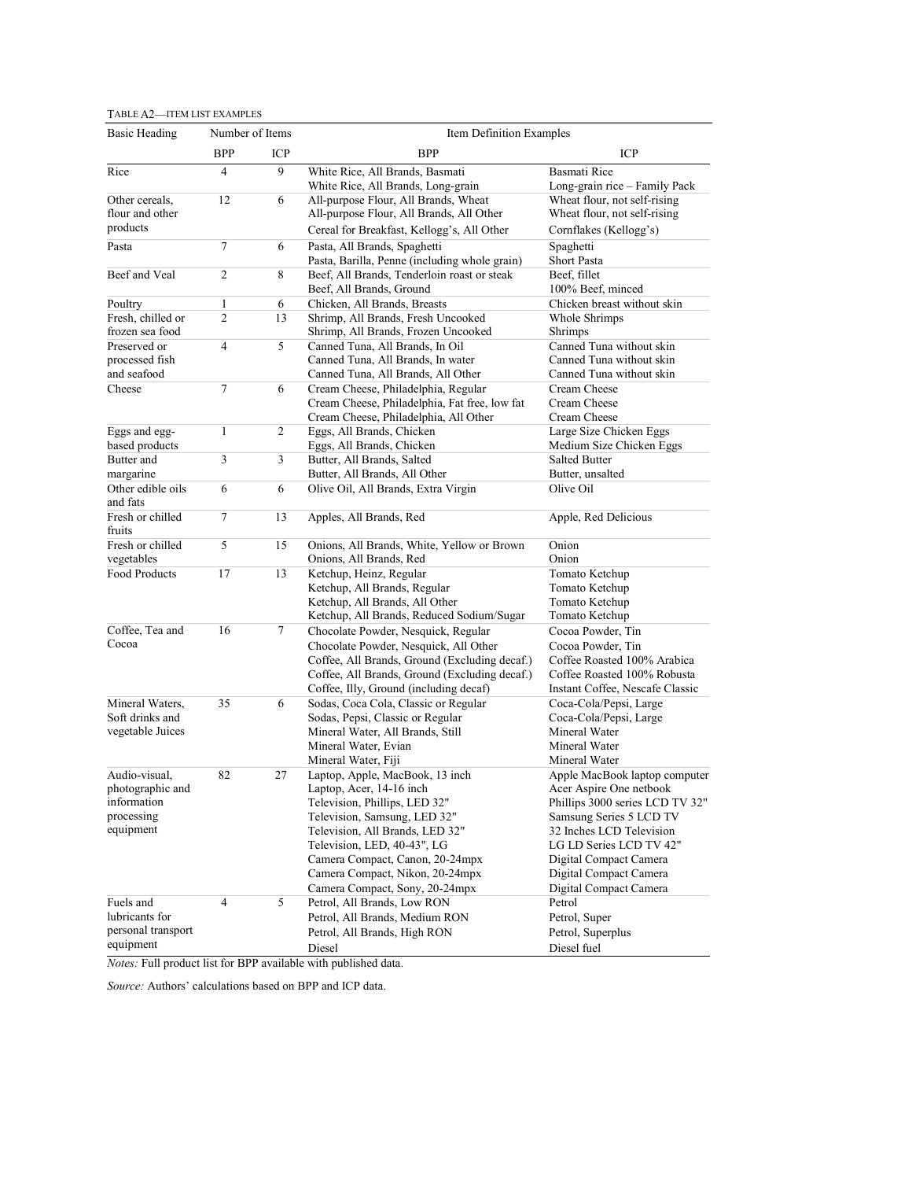TABLE A2—ITEM LIST EXAMPLES

| Basic Heading | Number of Items | | Item Definition Examples | |
|---|---|---|---|---|
| | BPP | ICP | BPP | ICP |
| Rice | 4 | 9 | White Rice, All Brands, Basmati | Basmati Rice |
| | | | White Rice, All Brands, Long-grain | Long-grain rice – Family Pack |
| Other cereals, flour and other products | 12 | 6 | All-purpose Flour, All Brands, Wheat | Wheat flour, not self-rising |
| | | | All-purpose Flour, All Brands, All Other | Wheat flour, not self-rising |
| | | | Cereal for Breakfast, Kellogg's, All Other | Cornflakes (Kellogg's) |
| Pasta | 7 | 6 | Pasta, All Brands, Spaghetti | Spaghetti |
| | | | Pasta, Barilla, Penne (including whole grain) | Short Pasta |
| Beef and Veal | 2 | 8 | Beef, All Brands, Tenderloin roast or steak | Beef, fillet |
| | | | Beef, All Brands, Ground | 100% Beef, minced |
| Poultry | 1 | 6 | Chicken, All Brands, Breasts | Chicken breast without skin |
| Fresh, chilled or frozen sea food | 2 | 13 | Shrimp, All Brands, Fresh Uncooked | Whole Shrimps |
| | | | Shrimp, All Brands, Frozen Uncooked | Shrimps |
| Preserved or processed fish and seafood | 4 | 5 | Canned Tuna, All Brands, In Oil | Canned Tuna without skin |
| | | | Canned Tuna, All Brands, In water | Canned Tuna without skin |
| | | | Canned Tuna, All Brands, All Other | Canned Tuna without skin |
| Cheese | 7 | 6 | Cream Cheese, Philadelphia, Regular | Cream Cheese |
| | | | Cream Cheese, Philadelphia, Fat free, low fat | Cream Cheese |
| | | | Cream Cheese, Philadelphia, All Other | Cream Cheese |
| Eggs and egg-based products | 1 | 2 | Eggs, All Brands, Chicken | Large Size Chicken Eggs |
| | | | Eggs, All Brands, Chicken | Medium Size Chicken Eggs |
| Butter and margarine | 3 | 3 | Butter, All Brands, Salted | Salted Butter |
| | | | Butter, All Brands, All Other | Butter, unsalted |
| Other edible oils and fats | 6 | 6 | Olive Oil, All Brands, Extra Virgin | Olive Oil |
| Fresh or chilled fruits | 7 | 13 | Apples, All Brands, Red | Apple, Red Delicious |
| Fresh or chilled vegetables | 5 | 15 | Onions, All Brands, White, Yellow or Brown | Onion |
| | | | Onions, All Brands, Red | Onion |
| Food Products | 17 | 13 | Ketchup, Heinz, Regular | Tomato Ketchup |
| | | | Ketchup, All Brands, Regular | Tomato Ketchup |
| | | | Ketchup, All Brands, All Other | Tomato Ketchup |
| | | | Ketchup, All Brands, Reduced Sodium/Sugar | Tomato Ketchup |
| Coffee, Tea and Cocoa | 16 | 7 | Chocolate Powder, Nesquick, Regular | Cocoa Powder, Tin |
| | | | Chocolate Powder, Nesquick, All Other | Cocoa Powder, Tin |
| | | | Coffee, All Brands, Ground (Excluding decaf.) | Coffee Roasted 100% Arabica |
| | | | Coffee, All Brands, Ground (Excluding decaf.) | Coffee Roasted 100% Robusta |
| | | | Coffee, Illy, Ground (including decaf) | Instant Coffee, Nescafe Classic |
| Mineral Waters, Soft drinks and vegetable Juices | 35 | 6 | Sodas, Coca Cola, Classic or Regular | Coca-Cola/Pepsi, Large |
| | | | Sodas, Pepsi, Classic or Regular | Coca-Cola/Pepsi, Large |
| | | | Mineral Water, All Brands, Still | Mineral Water |
| | | | Mineral Water, Evian | Mineral Water |
| | | | Mineral Water, Fiji | Mineral Water |
| Audio-visual, photographic and information processing equipment | 82 | 27 | Laptop, Apple, MacBook, 13 inch | Apple MacBook laptop computer |
| | | | Laptop, Acer, 14-16 inch | Acer Aspire One netbook |
| | | | Television, Phillips, LED 32" | Phillips 3000 series LCD TV 32" |
| | | | Television, Samsung, LED 32" | Samsung Series 5 LCD TV |
| | | | Television, All Brands, LED 32" | 32 Inches LCD Television |
| | | | Television, LED, 40-43", LG | LG LD Series LCD TV 42" |
| | | | Camera Compact, Canon, 20-24mpx | Digital Compact Camera |
| | | | Camera Compact, Nikon, 20-24mpx | Digital Compact Camera |
| | | | Camera Compact, Sony, 20-24mpx | Digital Compact Camera |
| Fuels and lubricants for personal transport equipment | 4 | 5 | Petrol, All Brands, Low RON | Petrol |
| | | | Petrol, All Brands, Medium RON | Petrol, Super |
| | | | Petrol, All Brands, High RON | Petrol, Superplus |
| | | | Diesel | Diesel fuel |

*Notes:* Full product list for BPP available with published data.

*Source:* Authors' calculations based on BPP and ICP data.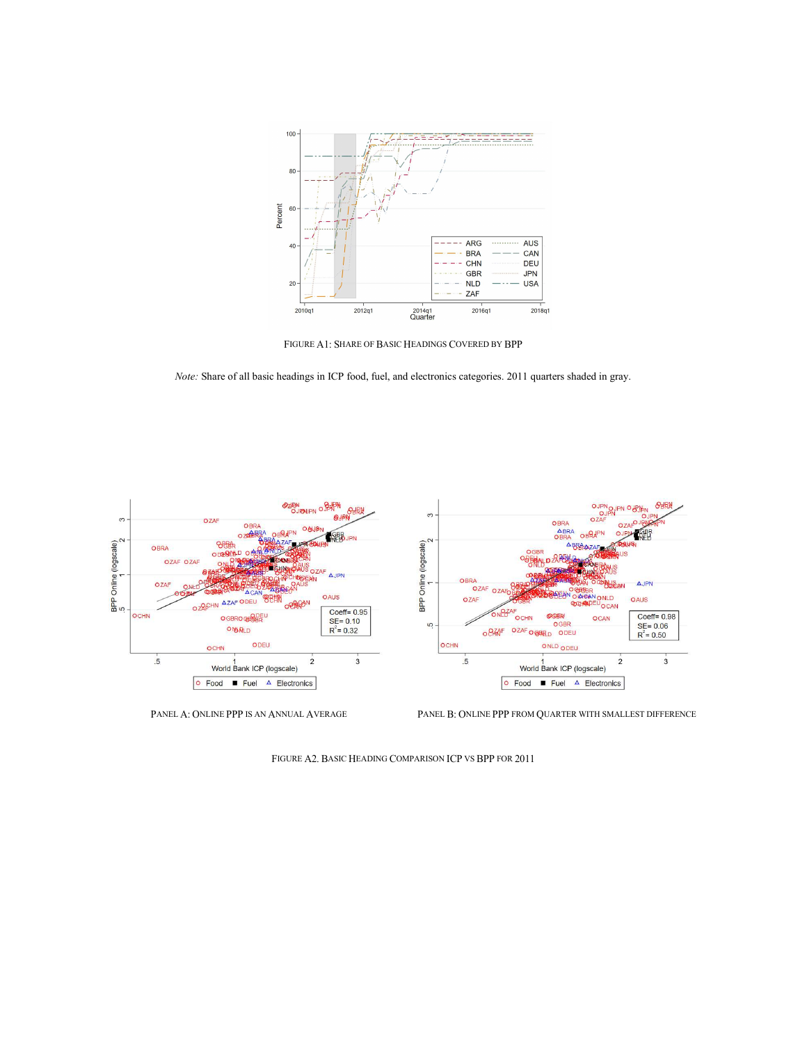100
80
60
40
20
Percent
2010q1
2012q1
2014q1
2016q1
2018q1
Quarter
ARG
AUS
BRA
CAN
CHN
DEU
GBR
JPN
NLD
USA
ZAF

FIGURE A1: SHARE OF BASIC HEADINGS COVERED BY BPP

*Note:* Share of all basic headings in ICP food, fuel, and electronics categories. 2011 quarters shaded in gray.

BPP Online (logscale)
World Bank ICP (logscale)
Coeff= 0.95
SE= 0.10
$R^2$ = 0.32
Food
Fuel
Electronics

PANEL A: ONLINE PPP IS AN ANNUAL AVERAGE

BPP Online (logscale)
World Bank ICP (logscale)
Coeff= 0.98
SE= 0.06
$R^2$ = 0.50
Food
Fuel
Electronics

PANEL B: ONLINE PPP FROM QUARTER WITH SMALLEST DIFFERENCE

FIGURE A2. BASIC HEADING COMPARISON ICP VS BPP FOR 2011